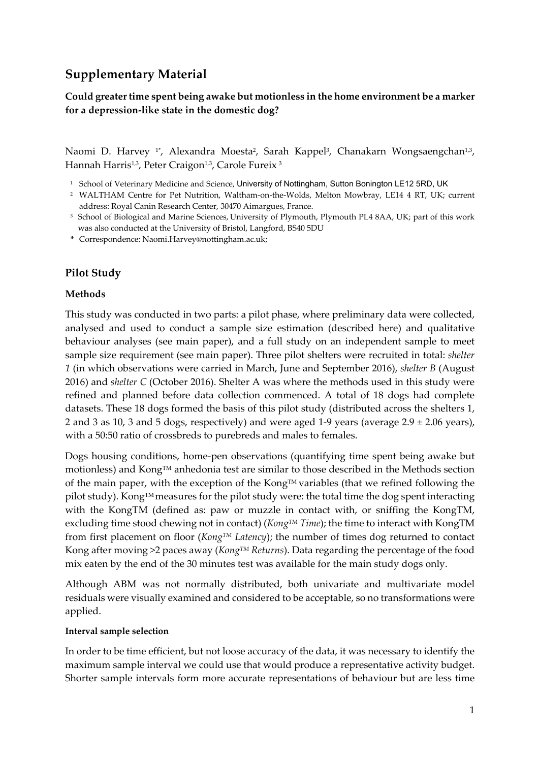# Supplementary Material

**Could greater time spent being awake but motionless in the home environment be a marker for a depression-like state in the domestic dog?**

Naomi D. Harvey [1*], Alexandra Moesta[2], Sarah Kappel[3], Chanakarn Wongsaengchan[1,3], Hannah Harris[1,3], Peter Craigon[1,3], Carole Fureix [3]

[1] School of Veterinary Medicine and Science, University of Nottingham, Sutton Bonington LE12 5RD, UK
[2] WALTHAM Centre for Pet Nutrition, Waltham-on-the-Wolds, Melton Mowbray, LE14 4 RT, UK; current address: Royal Canin Research Center, 30470 Aimargues, France.
[3] School of Biological and Marine Sciences, University of Plymouth, Plymouth PL4 8AA, UK; part of this work was also conducted at the University of Bristol, Langford, BS40 5DU
* Correspondence: Naomi.Harvey@nottingham.ac.uk;

## Pilot Study

### Methods

This study was conducted in two parts: a pilot phase, where preliminary data were collected, analysed and used to conduct a sample size estimation (described here) and qualitative behaviour analyses (see main paper), and a full study on an independent sample to meet sample size requirement (see main paper). Three pilot shelters were recruited in total: *shelter 1* (in which observations were carried in March, June and September 2016), *shelter B* (August 2016) and *shelter C* (October 2016). Shelter A was where the methods used in this study were refined and planned before data collection commenced. A total of 18 dogs had complete datasets. These 18 dogs formed the basis of this pilot study (distributed across the shelters 1, 2 and 3 as 10, 3 and 5 dogs, respectively) and were aged 1-9 years (average 2.9 ± 2.06 years), with a 50:50 ratio of crossbreds to purebreds and males to females.

Dogs housing conditions, home-pen observations (quantifying time spent being awake but motionless) and Kong™ anhedonia test are similar to those described in the Methods section of the main paper, with the exception of the Kong™ variables (that we refined following the pilot study). Kong™ measures for the pilot study were: the total time the dog spent interacting with the KongTM (defined as: paw or muzzle in contact with, or sniffing the KongTM, excluding time stood chewing not in contact) (*Kong™ Time*); the time to interact with KongTM from first placement on floor (*Kong™ Latency*); the number of times dog returned to contact Kong after moving >2 paces away (*Kong™ Returns*). Data regarding the percentage of the food mix eaten by the end of the 30 minutes test was available for the main study dogs only.

Although ABM was not normally distributed, both univariate and multivariate model residuals were visually examined and considered to be acceptable, so no transformations were applied.

#### Interval sample selection

In order to be time efficient, but not loose accuracy of the data, it was necessary to identify the maximum sample interval we could use that would produce a representative activity budget. Shorter sample intervals form more accurate representations of behaviour but are less time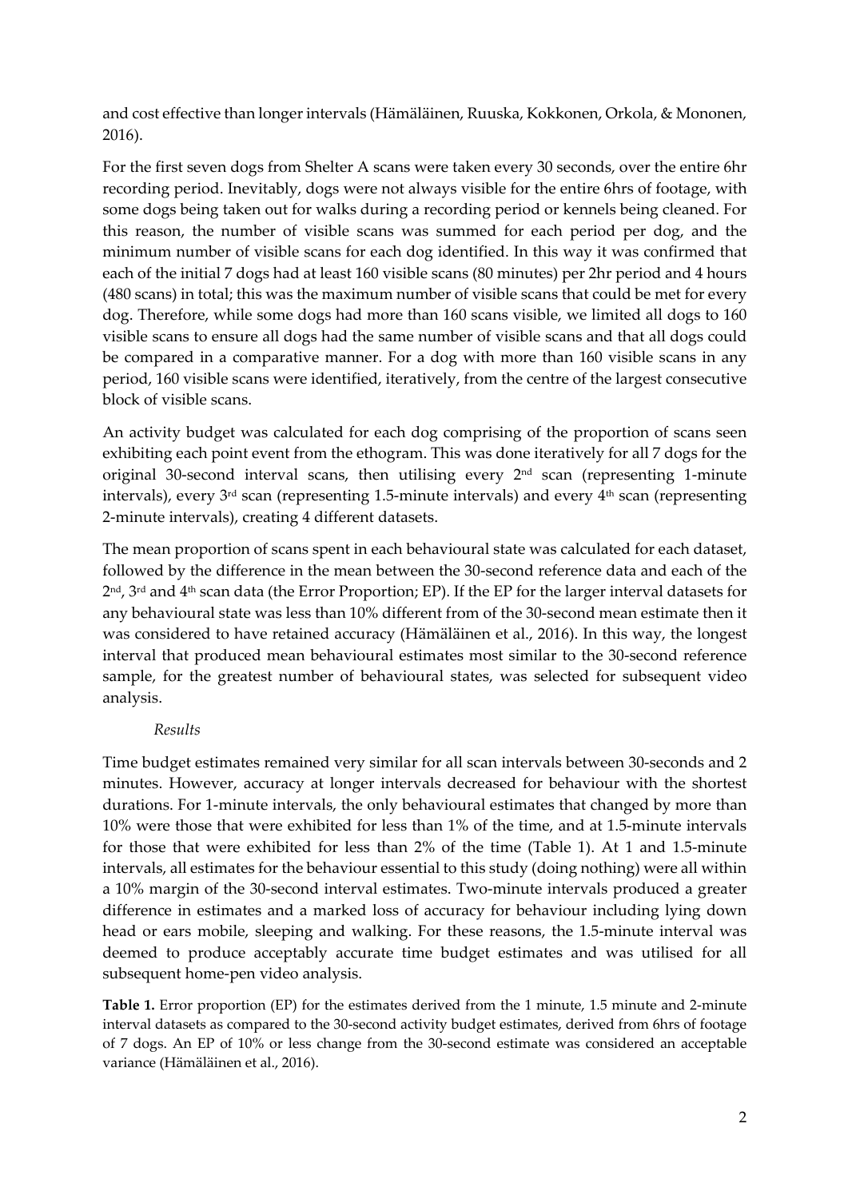and cost effective than longer intervals (Hämäläinen, Ruuska, Kokkonen, Orkola, & Mononen, 2016).

For the first seven dogs from Shelter A scans were taken every 30 seconds, over the entire 6hr recording period. Inevitably, dogs were not always visible for the entire 6hrs of footage, with some dogs being taken out for walks during a recording period or kennels being cleaned. For this reason, the number of visible scans was summed for each period per dog, and the minimum number of visible scans for each dog identified. In this way it was confirmed that each of the initial 7 dogs had at least 160 visible scans (80 minutes) per 2hr period and 4 hours (480 scans) in total; this was the maximum number of visible scans that could be met for every dog. Therefore, while some dogs had more than 160 scans visible, we limited all dogs to 160 visible scans to ensure all dogs had the same number of visible scans and that all dogs could be compared in a comparative manner. For a dog with more than 160 visible scans in any period, 160 visible scans were identified, iteratively, from the centre of the largest consecutive block of visible scans.

An activity budget was calculated for each dog comprising of the proportion of scans seen exhibiting each point event from the ethogram. This was done iteratively for all 7 dogs for the original 30-second interval scans, then utilising every 2nd scan (representing 1-minute intervals), every 3rd scan (representing 1.5-minute intervals) and every 4th scan (representing 2-minute intervals), creating 4 different datasets.

The mean proportion of scans spent in each behavioural state was calculated for each dataset, followed by the difference in the mean between the 30-second reference data and each of the 2nd, 3rd and 4th scan data (the Error Proportion; EP). If the EP for the larger interval datasets for any behavioural state was less than 10% different from of the 30-second mean estimate then it was considered to have retained accuracy (Hämäläinen et al., 2016). In this way, the longest interval that produced mean behavioural estimates most similar to the 30-second reference sample, for the greatest number of behavioural states, was selected for subsequent video analysis.

*Results*

Time budget estimates remained very similar for all scan intervals between 30-seconds and 2 minutes. However, accuracy at longer intervals decreased for behaviour with the shortest durations. For 1-minute intervals, the only behavioural estimates that changed by more than 10% were those that were exhibited for less than 1% of the time, and at 1.5-minute intervals for those that were exhibited for less than 2% of the time (Table 1). At 1 and 1.5-minute intervals, all estimates for the behaviour essential to this study (doing nothing) were all within a 10% margin of the 30-second interval estimates. Two-minute intervals produced a greater difference in estimates and a marked loss of accuracy for behaviour including lying down head or ears mobile, sleeping and walking. For these reasons, the 1.5-minute interval was deemed to produce acceptably accurate time budget estimates and was utilised for all subsequent home-pen video analysis.

**Table 1.** Error proportion (EP) for the estimates derived from the 1 minute, 1.5 minute and 2-minute interval datasets as compared to the 30-second activity budget estimates, derived from 6hrs of footage of 7 dogs. An EP of 10% or less change from the 30-second estimate was considered an acceptable variance (Hämäläinen et al., 2016).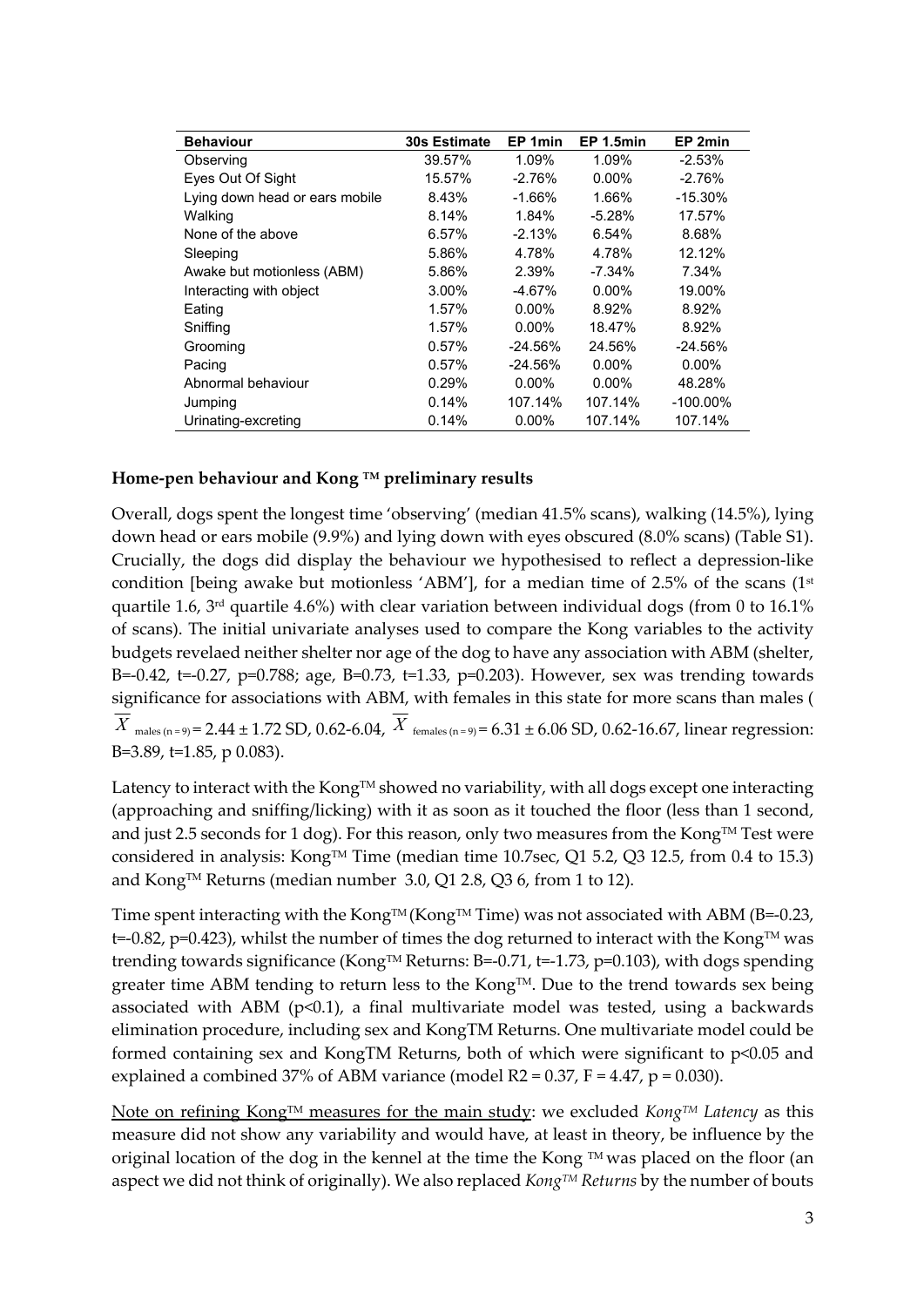| Behaviour | 30s Estimate | EP 1min | EP 1.5min | EP 2min |
|---|---|---|---|---|
| Observing | 39.57% | 1.09% | 1.09% | -2.53% |
| Eyes Out Of Sight | 15.57% | -2.76% | 0.00% | -2.76% |
| Lying down head or ears mobile | 8.43% | -1.66% | 1.66% | -15.30% |
| Walking | 8.14% | 1.84% | -5.28% | 17.57% |
| None of the above | 6.57% | -2.13% | 6.54% | 8.68% |
| Sleeping | 5.86% | 4.78% | 4.78% | 12.12% |
| Awake but motionless (ABM) | 5.86% | 2.39% | -7.34% | 7.34% |
| Interacting with object | 3.00% | -4.67% | 0.00% | 19.00% |
| Eating | 1.57% | 0.00% | 8.92% | 8.92% |
| Sniffing | 1.57% | 0.00% | 18.47% | 8.92% |
| Grooming | 0.57% | -24.56% | 24.56% | -24.56% |
| Pacing | 0.57% | -24.56% | 0.00% | 0.00% |
| Abnormal behaviour | 0.29% | 0.00% | 0.00% | 48.28% |
| Jumping | 0.14% | 107.14% | 107.14% | -100.00% |
| Urinating-excreting | 0.14% | 0.00% | 107.14% | 107.14% |

### Home-pen behaviour and Kong ™ preliminary results

Overall, dogs spent the longest time 'observing' (median 41.5% scans), walking (14.5%), lying down head or ears mobile (9.9%) and lying down with eyes obscured (8.0% scans) (Table S1). Crucially, the dogs did display the behaviour we hypothesised to reflect a depression-like condition [being awake but motionless 'ABM'], for a median time of 2.5% of the scans (1st quartile 1.6, 3rd quartile 4.6%) with clear variation between individual dogs (from 0 to 16.1% of scans). The initial univariate analyses used to compare the Kong variables to the activity budgets revelaed neither shelter nor age of the dog to have any association with ABM (shelter, B=-0.42, t=-0.27, p=0.788; age, B=0.73, t=1.33, p=0.203). However, sex was trending towards significance for associations with ABM, with females in this state for more scans than males ( $\overline{X}_{\text{males (n = 9)}}$ = 2.44 ± 1.72 SD, 0.62-6.04, $\overline{X}_{\text{females (n = 9)}}$ = 6.31 ± 6.06 SD, 0.62-16.67, linear regression: B=3.89, t=1.85, p 0.083).

Latency to interact with the Kong™ showed no variability, with all dogs except one interacting (approaching and sniffing/licking) with it as soon as it touched the floor (less than 1 second, and just 2.5 seconds for 1 dog). For this reason, only two measures from the Kong™ Test were considered in analysis: Kong™ Time (median time 10.7sec, Q1 5.2, Q3 12.5, from 0.4 to 15.3) and Kong™ Returns (median number 3.0, Q1 2.8, Q3 6, from 1 to 12).

Time spent interacting with the Kong™ (Kong™ Time) was not associated with ABM (B=-0.23, t=-0.82, p=0.423), whilst the number of times the dog returned to interact with the Kong™ was trending towards significance (Kong™ Returns: B=-0.71, t=-1.73, p=0.103), with dogs spending greater time ABM tending to return less to the Kong™. Due to the trend towards sex being associated with ABM ($p<0.1$), a final multivariate model was tested, using a backwards elimination procedure, including sex and KongTM Returns. One multivariate model could be formed containing sex and KongTM Returns, both of which were significant to $p<0.05$ and explained a combined 37% of ABM variance (model $R2 = 0.37$, $F = 4.47$, $p = 0.030$).

<u>Note on refining Kong™ measures for the main study</u>: we excluded *Kong™ Latency* as this measure did not show any variability and would have, at least in theory, be influence by the original location of the dog in the kennel at the time the Kong ™ was placed on the floor (an aspect we did not think of originally). We also replaced *Kong™ Returns* by the number of bouts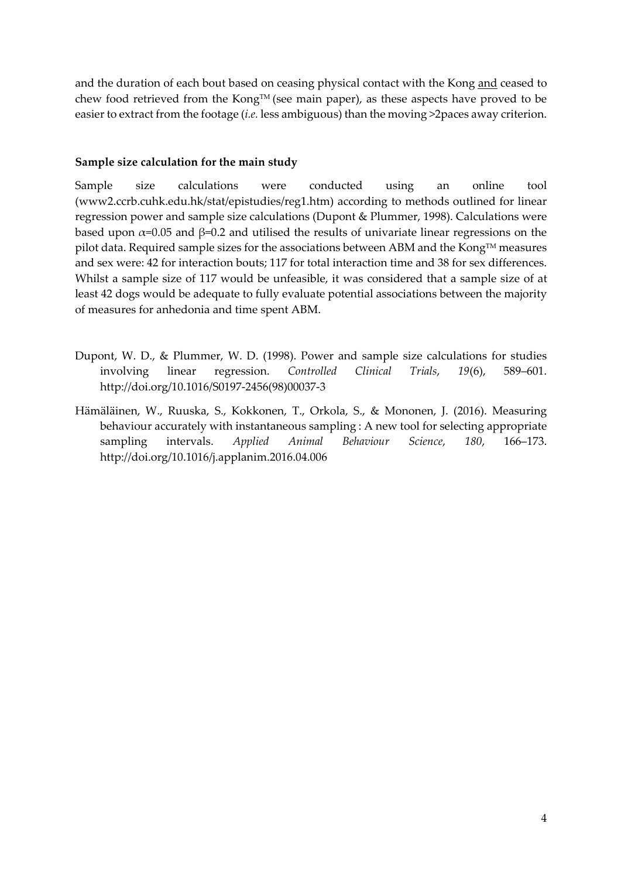and the duration of each bout based on ceasing physical contact with the Kong <u>and</u> ceased to chew food retrieved from the Kong™ (see main paper), as these aspects have proved to be easier to extract from the footage (*i.e.* less ambiguous) than the moving >2paces away criterion.

**Sample size calculation for the main study**

Sample size calculations were conducted using an online tool (www2.ccrb.cuhk.edu.hk/stat/epistudies/reg1.htm) according to methods outlined for linear regression power and sample size calculations (Dupont & Plummer, 1998). Calculations were based upon $\alpha$=0.05 and $\beta$=0.2 and utilised the results of univariate linear regressions on the pilot data. Required sample sizes for the associations between ABM and the Kong™ measures and sex were: 42 for interaction bouts; 117 for total interaction time and 38 for sex differences. Whilst a sample size of 117 would be unfeasible, it was considered that a sample size of at least 42 dogs would be adequate to fully evaluate potential associations between the majority of measures for anhedonia and time spent ABM.

Dupont, W. D., & Plummer, W. D. (1998). Power and sample size calculations for studies involving linear regression. *Controlled Clinical Trials*, *19*(6), 589–601. http://doi.org/10.1016/S0197-2456(98)00037-3

Hämäläinen, W., Ruuska, S., Kokkonen, T., Orkola, S., & Mononen, J. (2016). Measuring behaviour accurately with instantaneous sampling : A new tool for selecting appropriate sampling intervals. *Applied Animal Behaviour Science*, *180*, 166–173. http://doi.org/10.1016/j.applanim.2016.04.006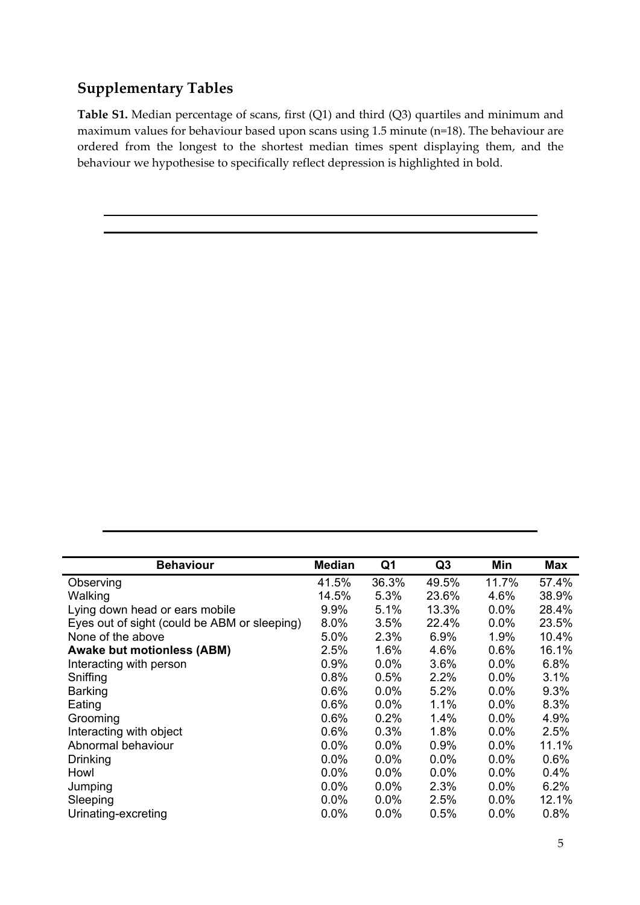## Supplementary Tables

**Table S1.** Median percentage of scans, first (Q1) and third (Q3) quartiles and minimum and maximum values for behaviour based upon scans using 1.5 minute (n=18). The behaviour are ordered from the longest to the shortest median times spent displaying them, and the behaviour we hypothesise to specifically reflect depression is highlighted in bold.

| Behaviour | Median | Q1 | Q3 | Min | Max |
|---|---|---|---|---|---|
| Observing | 41.5% | 36.3% | 49.5% | 11.7% | 57.4% |
| Walking | 14.5% | 5.3% | 23.6% | 4.6% | 38.9% |
| Lying down head or ears mobile | 9.9% | 5.1% | 13.3% | 0.0% | 28.4% |
| Eyes out of sight (could be ABM or sleeping) | 8.0% | 3.5% | 22.4% | 0.0% | 23.5% |
| None of the above | 5.0% | 2.3% | 6.9% | 1.9% | 10.4% |
| **Awake but motionless (ABM)** | 2.5% | 1.6% | 4.6% | 0.6% | 16.1% |
| Interacting with person | 0.9% | 0.0% | 3.6% | 0.0% | 6.8% |
| Sniffing | 0.8% | 0.5% | 2.2% | 0.0% | 3.1% |
| Barking | 0.6% | 0.0% | 5.2% | 0.0% | 9.3% |
| Eating | 0.6% | 0.0% | 1.1% | 0.0% | 8.3% |
| Grooming | 0.6% | 0.2% | 1.4% | 0.0% | 4.9% |
| Interacting with object | 0.6% | 0.3% | 1.8% | 0.0% | 2.5% |
| Abnormal behaviour | 0.0% | 0.0% | 0.9% | 0.0% | 11.1% |
| Drinking | 0.0% | 0.0% | 0.0% | 0.0% | 0.6% |
| Howl | 0.0% | 0.0% | 0.0% | 0.0% | 0.4% |
| Jumping | 0.0% | 0.0% | 2.3% | 0.0% | 6.2% |
| Sleeping | 0.0% | 0.0% | 2.5% | 0.0% | 12.1% |
| Urinating-excreting | 0.0% | 0.0% | 0.5% | 0.0% | 0.8% |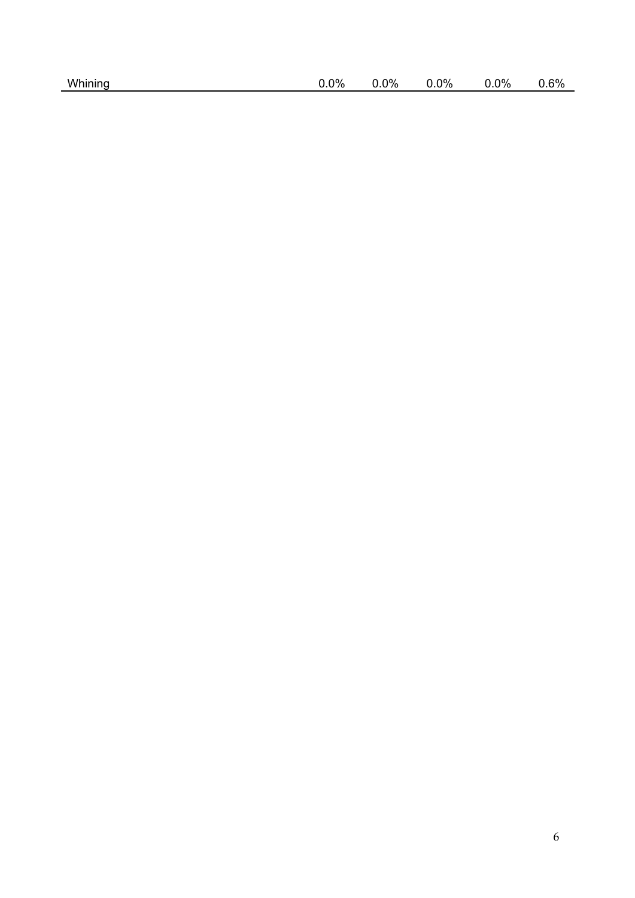| | | | | | |
|---|---|---|---|---|---|
| Whining | 0.0% | 0.0% | 0.0% | 0.0% | 0.6% |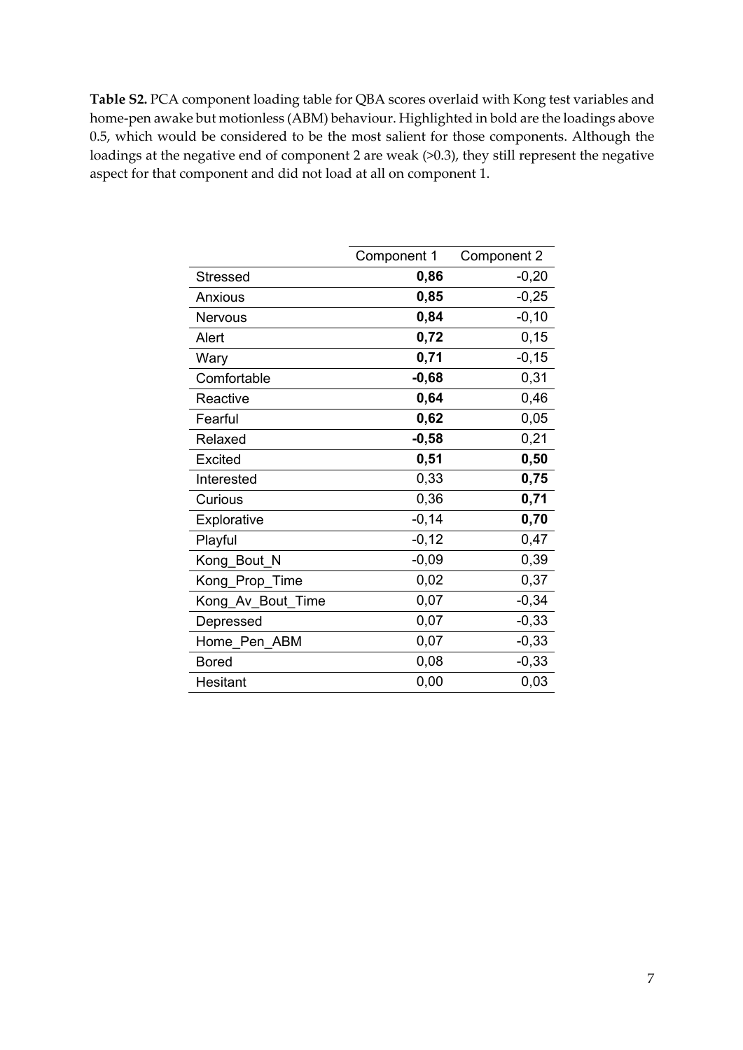**Table S2.** PCA component loading table for QBA scores overlaid with Kong test variables and home-pen awake but motionless (ABM) behaviour. Highlighted in bold are the loadings above 0.5, which would be considered to be the most salient for those components. Although the loadings at the negative end of component 2 are weak (>0.3), they still represent the negative aspect for that component and did not load at all on component 1.

| | Component 1 | Component 2 |
|---|---|---|
| Stressed | **0,86** | -0,20 |
| Anxious | **0,85** | -0,25 |
| Nervous | **0,84** | -0,10 |
| Alert | **0,72** | 0,15 |
| Wary | **0,71** | -0,15 |
| Comfortable | **-0,68** | 0,31 |
| Reactive | **0,64** | 0,46 |
| Fearful | **0,62** | 0,05 |
| Relaxed | **-0,58** | 0,21 |
| Excited | **0,51** | **0,50** |
| Interested | 0,33 | **0,75** |
| Curious | 0,36 | **0,71** |
| Explorative | -0,14 | **0,70** |
| Playful | -0,12 | 0,47 |
| Kong_Bout_N | -0,09 | 0,39 |
| Kong_Prop_Time | 0,02 | 0,37 |
| Kong_Av_Bout_Time | 0,07 | -0,34 |
| Depressed | 0,07 | -0,33 |
| Home_Pen_ABM | 0,07 | -0,33 |
| Bored | 0,08 | -0,33 |
| Hesitant | 0,00 | 0,03 |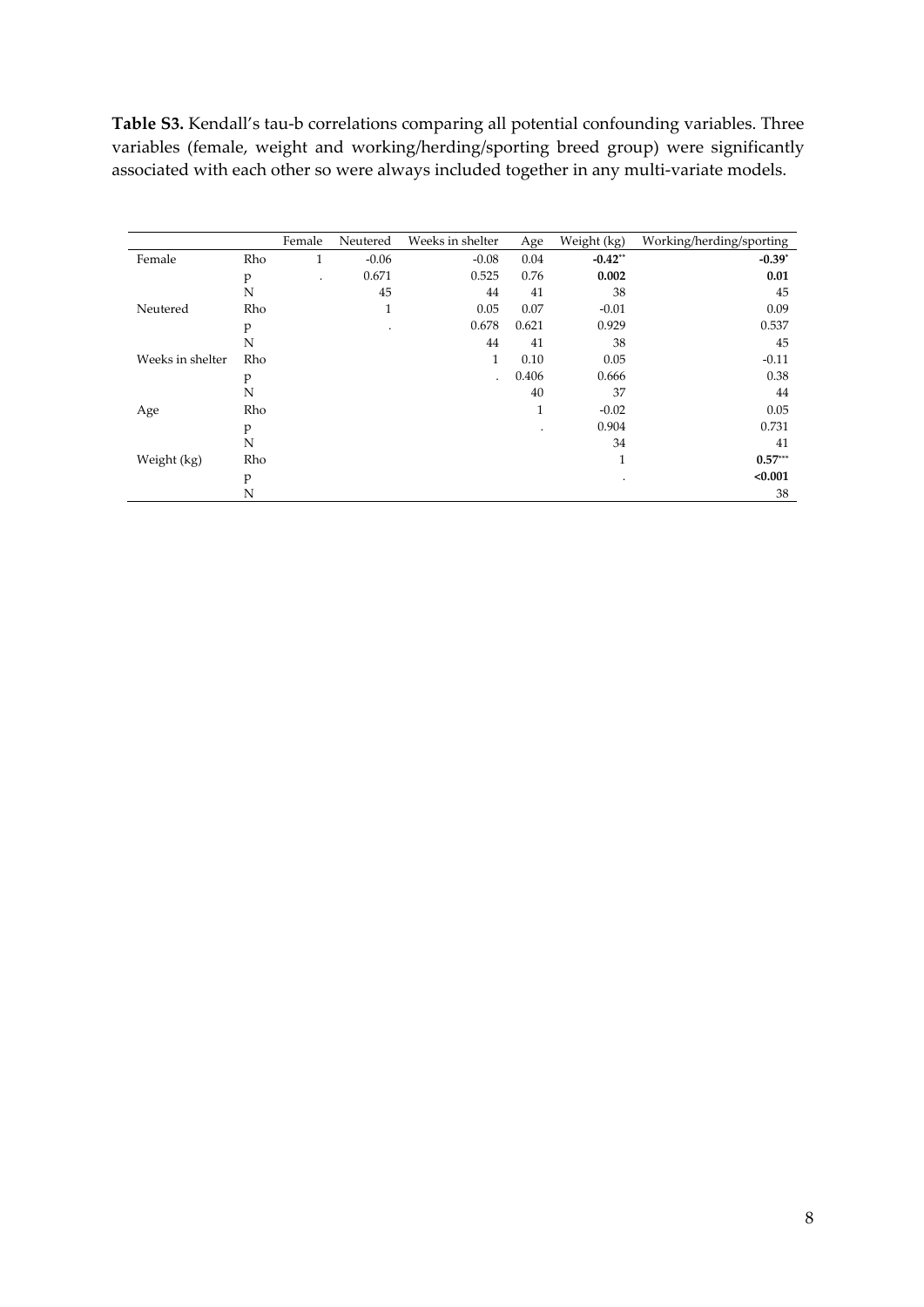**Table S3.** Kendall's tau-b correlations comparing all potential confounding variables. Three variables (female, weight and working/herding/sporting breed group) were significantly associated with each other so were always included together in any multi-variate models.

| | | Female | Neutered | Weeks in shelter | Age | Weight (kg) | Working/herding/sporting |
|---|---|---|---|---|---|---|---|
| Female | Rho | 1 | -0.06 | -0.08 | 0.04 | **-0.42**\*\* | **-0.39**\* |
| | p | . | 0.671 | 0.525 | 0.76 | **0.002** | **0.01** |
| | N | | 45 | 44 | 41 | 38 | 45 |
| Neutered | Rho | | 1 | 0.05 | 0.07 | -0.01 | 0.09 |
| | p | | . | 0.678 | 0.621 | 0.929 | 0.537 |
| | N | | | 44 | 41 | 38 | 45 |
| Weeks in shelter | Rho | | | 1 | 0.10 | 0.05 | -0.11 |
| | p | | | . | 0.406 | 0.666 | 0.38 |
| | N | | | | 40 | 37 | 44 |
| Age | Rho | | | | 1 | -0.02 | 0.05 |
| | p | | | | . | 0.904 | 0.731 |
| | N | | | | | 34 | 41 |
| Weight (kg) | Rho | | | | | 1 | **0.57**\*\*\* |
| | p | | | | | . | **<0.001** |
| | N | | | | | | 38 |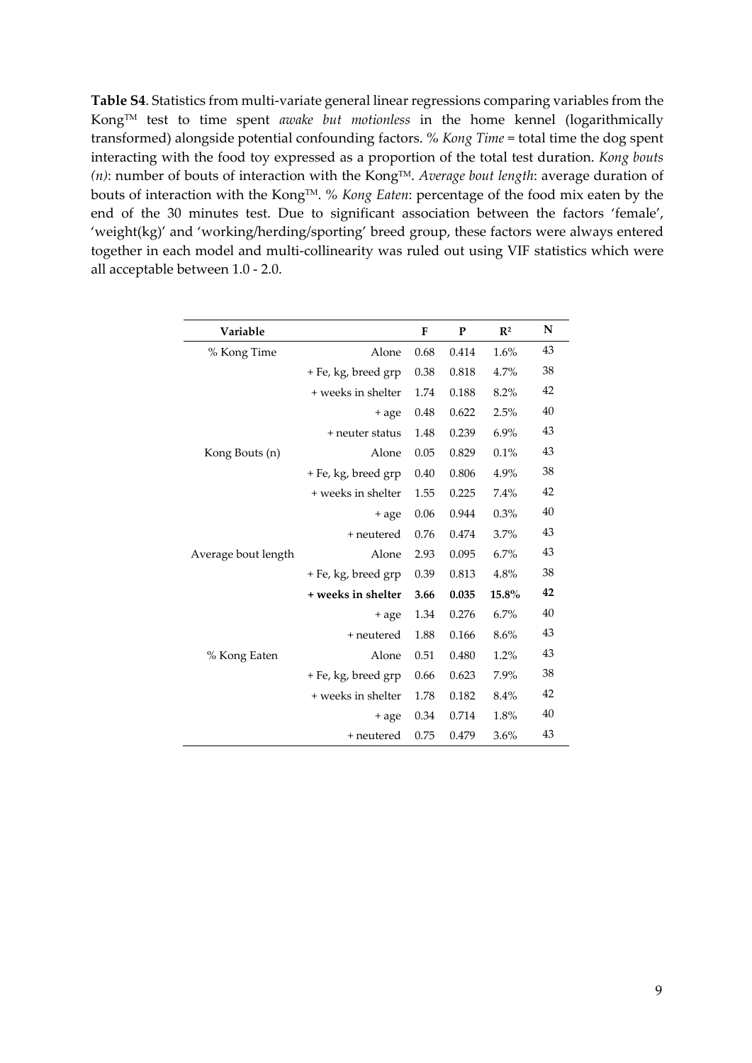**Table S4**. Statistics from multi-variate general linear regressions comparing variables from the Kong™ test to time spent *awake but motionless* in the home kennel (logarithmically transformed) alongside potential confounding factors. *% Kong Time* = total time the dog spent interacting with the food toy expressed as a proportion of the total test duration. *Kong bouts (n)*: number of bouts of interaction with the Kong™. *Average bout length*: average duration of bouts of interaction with the Kong™. *% Kong Eaten*: percentage of the food mix eaten by the end of the 30 minutes test. Due to significant association between the factors 'female', 'weight(kg)' and 'working/herding/sporting' breed group, these factors were always entered together in each model and multi-collinearity was ruled out using VIF statistics which were all acceptable between 1.0 - 2.0.

| Variable | | F | P | $R^2$ | N |
|---|---|---|---|---|---|
| % Kong Time | Alone | 0.68 | 0.414 | 1.6% | 43 |
| | + Fe, kg, breed grp | 0.38 | 0.818 | 4.7% | 38 |
| | + weeks in shelter | 1.74 | 0.188 | 8.2% | 42 |
| | + age | 0.48 | 0.622 | 2.5% | 40 |
| | + neuter status | 1.48 | 0.239 | 6.9% | 43 |
| Kong Bouts (n) | Alone | 0.05 | 0.829 | 0.1% | 43 |
| | + Fe, kg, breed grp | 0.40 | 0.806 | 4.9% | 38 |
| | + weeks in shelter | 1.55 | 0.225 | 7.4% | 42 |
| | + age | 0.06 | 0.944 | 0.3% | 40 |
| | + neutered | 0.76 | 0.474 | 3.7% | 43 |
| Average bout length | Alone | 2.93 | 0.095 | 6.7% | 43 |
| | + Fe, kg, breed grp | 0.39 | 0.813 | 4.8% | 38 |
| | **+ weeks in shelter** | **3.66** | **0.035** | **15.8%** | **42** |
| | + age | 1.34 | 0.276 | 6.7% | 40 |
| | + neutered | 1.88 | 0.166 | 8.6% | 43 |
| % Kong Eaten | Alone | 0.51 | 0.480 | 1.2% | 43 |
| | + Fe, kg, breed grp | 0.66 | 0.623 | 7.9% | 38 |
| | + weeks in shelter | 1.78 | 0.182 | 8.4% | 42 |
| | + age | 0.34 | 0.714 | 1.8% | 40 |
| | + neutered | 0.75 | 0.479 | 3.6% | 43 |